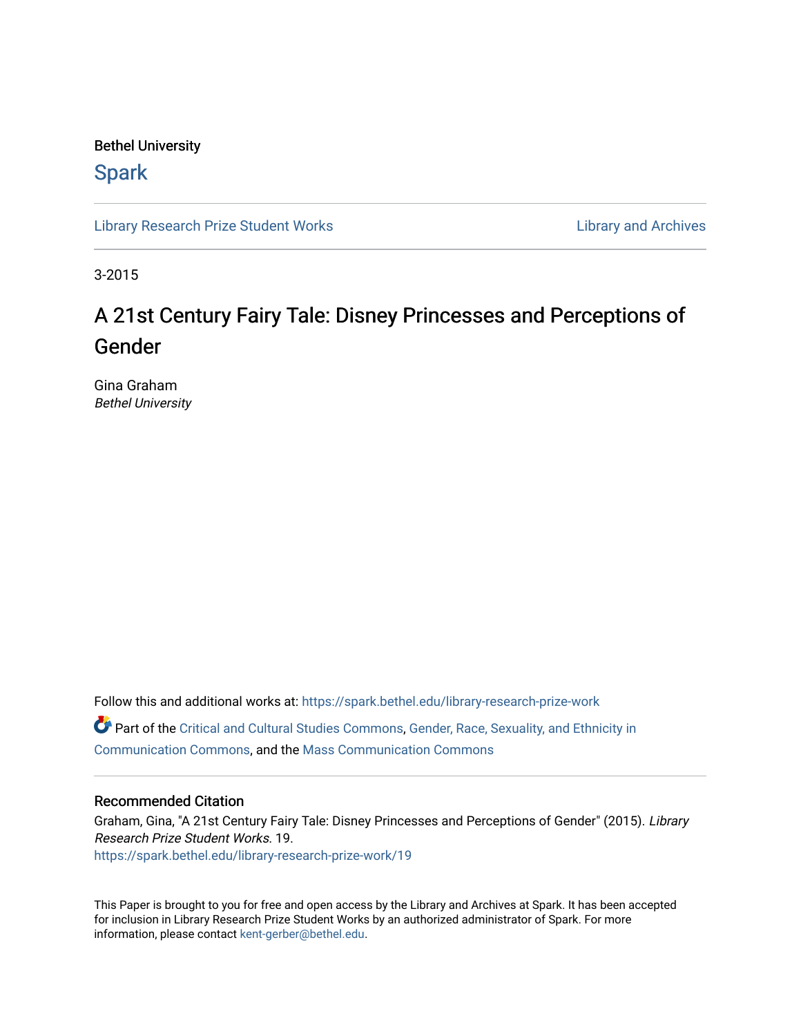Bethel University

# Spark

Library Research Prize Student Works | Library and Archives

3-2015

# A 21st Century Fairy Tale: Disney Princesses and Perceptions of Gender

Gina Graham
*Bethel University*

Follow this and additional works at: https://spark.bethel.edu/library-research-prize-work

Part of the Critical and Cultural Studies Commons, Gender, Race, Sexuality, and Ethnicity in Communication Commons, and the Mass Communication Commons

## Recommended Citation

Graham, Gina, "A 21st Century Fairy Tale: Disney Princesses and Perceptions of Gender" (2015). *Library Research Prize Student Works*. 19.
https://spark.bethel.edu/library-research-prize-work/19

This Paper is brought to you for free and open access by the Library and Archives at Spark. It has been accepted for inclusion in Library Research Prize Student Works by an authorized administrator of Spark. For more information, please contact kent-gerber@bethel.edu.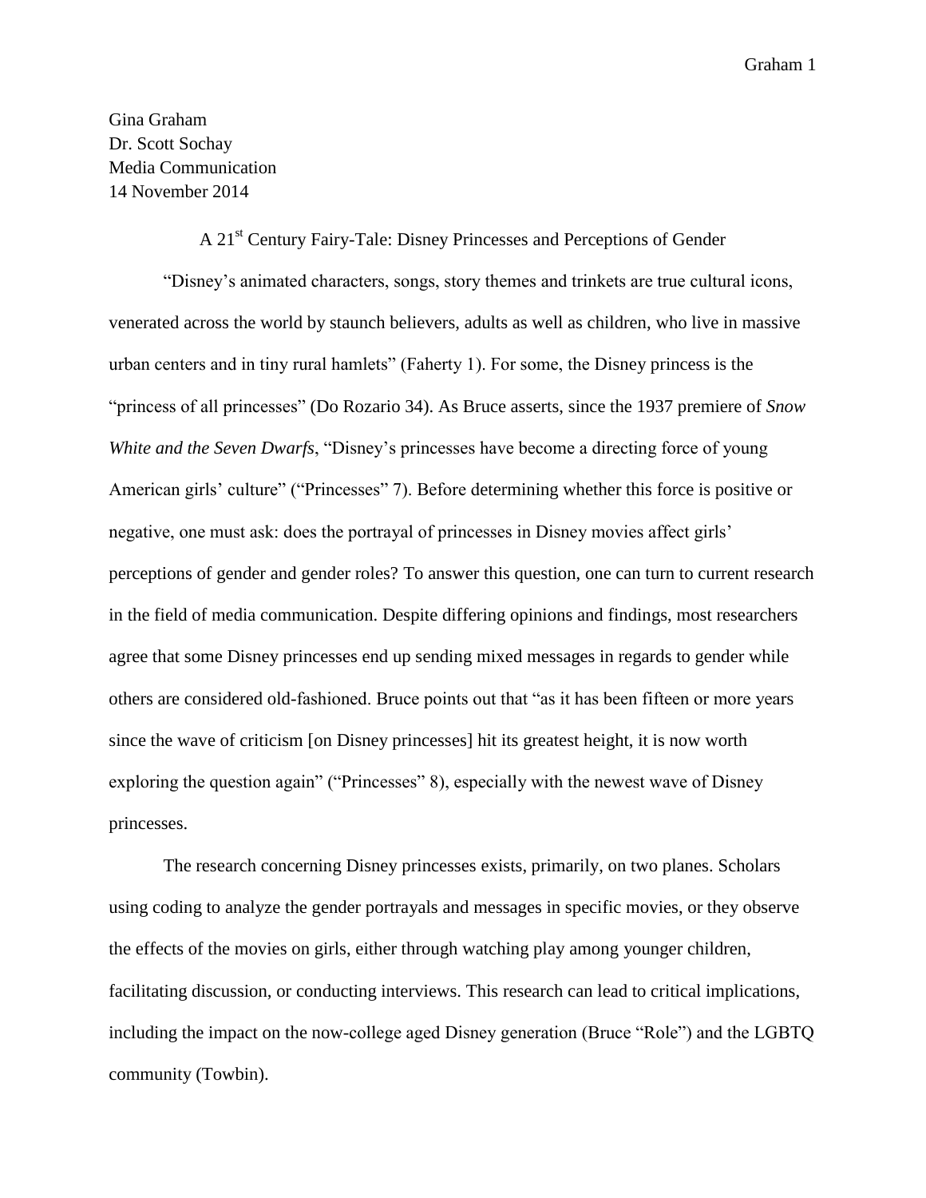Gina Graham
Dr. Scott Sochay
Media Communication
14 November 2014

# A 21st Century Fairy-Tale: Disney Princesses and Perceptions of Gender

"Disney's animated characters, songs, story themes and trinkets are true cultural icons, venerated across the world by staunch believers, adults as well as children, who live in massive urban centers and in tiny rural hamlets" (Faherty 1). For some, the Disney princess is the "princess of all princesses" (Do Rozario 34). As Bruce asserts, since the 1937 premiere of *Snow White and the Seven Dwarfs*, "Disney's princesses have become a directing force of young American girls' culture" ("Princesses" 7). Before determining whether this force is positive or negative, one must ask: does the portrayal of princesses in Disney movies affect girls' perceptions of gender and gender roles? To answer this question, one can turn to current research in the field of media communication. Despite differing opinions and findings, most researchers agree that some Disney princesses end up sending mixed messages in regards to gender while others are considered old-fashioned. Bruce points out that "as it has been fifteen or more years since the wave of criticism [on Disney princesses] hit its greatest height, it is now worth exploring the question again" ("Princesses" 8), especially with the newest wave of Disney princesses.

The research concerning Disney princesses exists, primarily, on two planes. Scholars using coding to analyze the gender portrayals and messages in specific movies, or they observe the effects of the movies on girls, either through watching play among younger children, facilitating discussion, or conducting interviews. This research can lead to critical implications, including the impact on the now-college aged Disney generation (Bruce "Role") and the LGBTQ community (Towbin).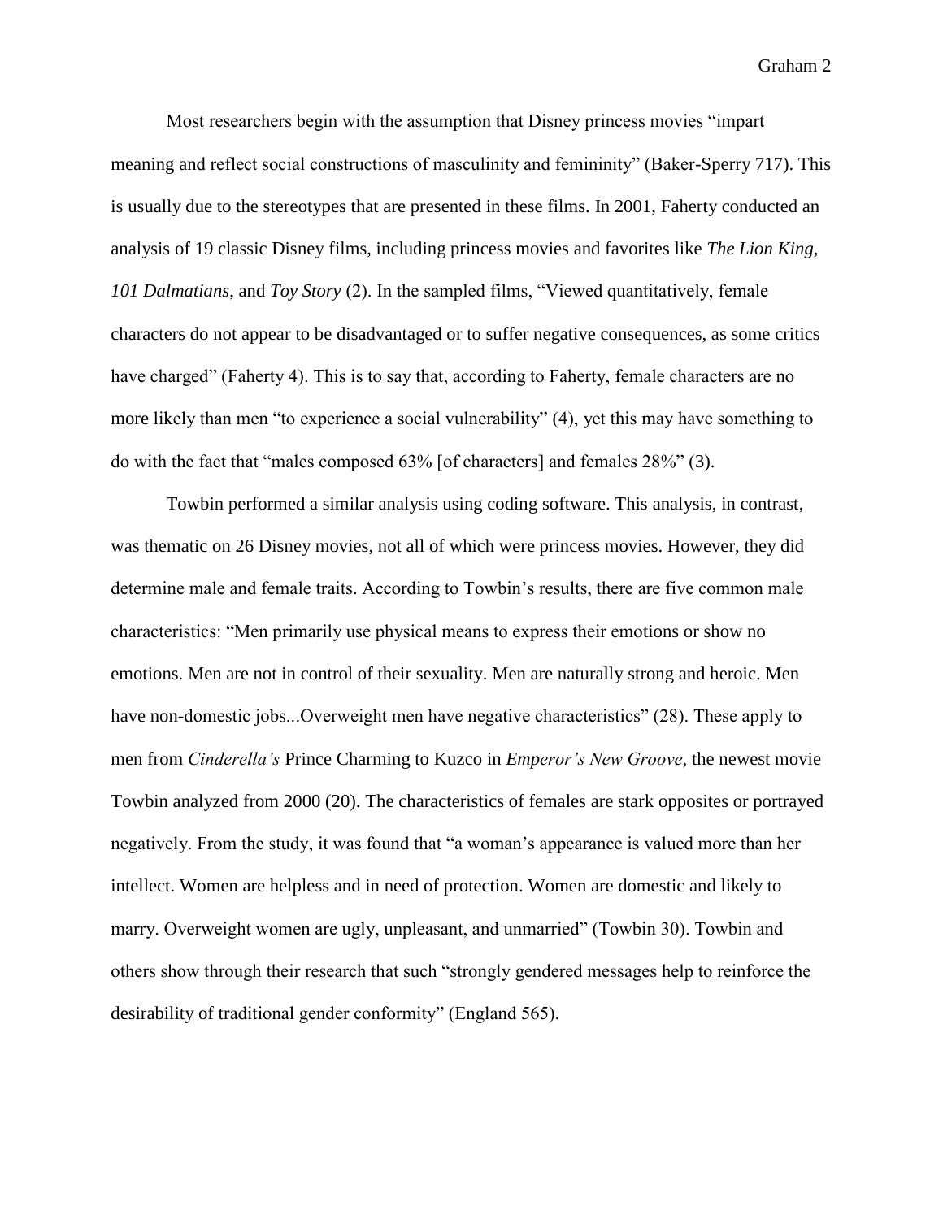Most researchers begin with the assumption that Disney princess movies "impart meaning and reflect social constructions of masculinity and femininity" (Baker-Sperry 717). This is usually due to the stereotypes that are presented in these films. In 2001, Faherty conducted an analysis of 19 classic Disney films, including princess movies and favorites like *The Lion King, 101 Dalmatians*, and *Toy Story* (2). In the sampled films, "Viewed quantitatively, female characters do not appear to be disadvantaged or to suffer negative consequences, as some critics have charged" (Faherty 4). This is to say that, according to Faherty, female characters are no more likely than men "to experience a social vulnerability" (4), yet this may have something to do with the fact that "males composed 63% [of characters] and females 28%" (3).

Towbin performed a similar analysis using coding software. This analysis, in contrast, was thematic on 26 Disney movies, not all of which were princess movies. However, they did determine male and female traits. According to Towbin's results, there are five common male characteristics: "Men primarily use physical means to express their emotions or show no emotions. Men are not in control of their sexuality. Men are naturally strong and heroic. Men have non-domestic jobs...Overweight men have negative characteristics" (28). These apply to men from *Cinderella's* Prince Charming to Kuzco in *Emperor's New Groove*, the newest movie Towbin analyzed from 2000 (20). The characteristics of females are stark opposites or portrayed negatively. From the study, it was found that "a woman's appearance is valued more than her intellect. Women are helpless and in need of protection. Women are domestic and likely to marry. Overweight women are ugly, unpleasant, and unmarried" (Towbin 30). Towbin and others show through their research that such "strongly gendered messages help to reinforce the desirability of traditional gender conformity" (England 565).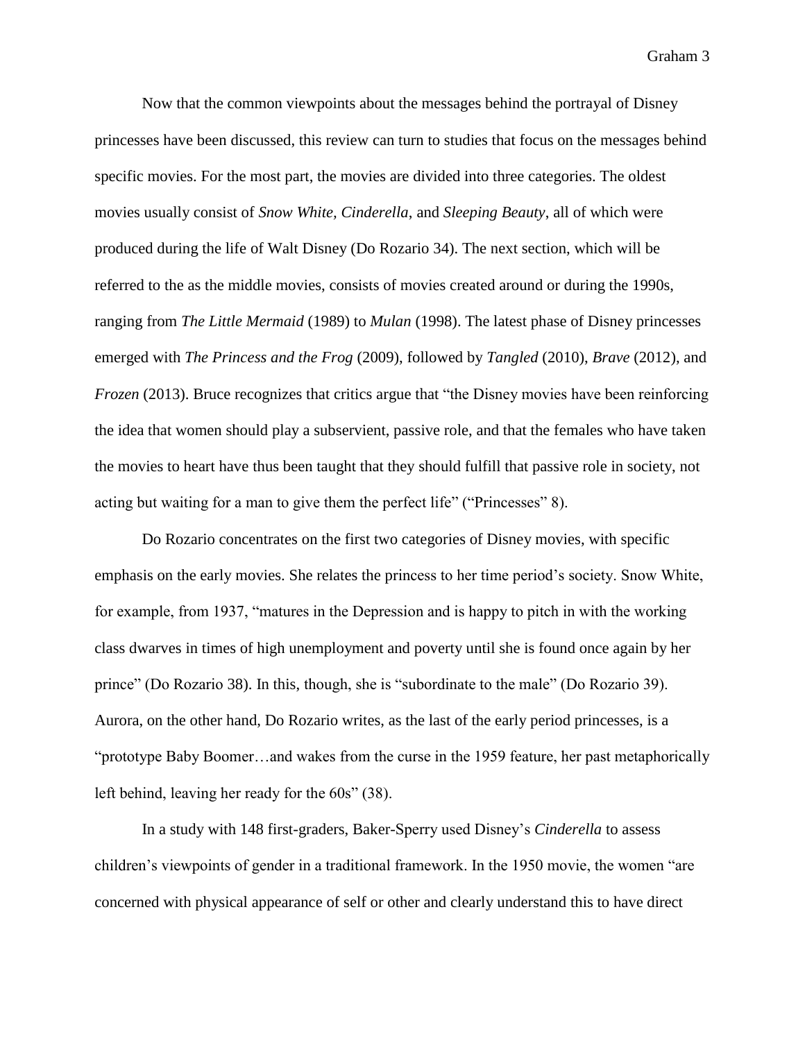Now that the common viewpoints about the messages behind the portrayal of Disney princesses have been discussed, this review can turn to studies that focus on the messages behind specific movies. For the most part, the movies are divided into three categories. The oldest movies usually consist of *Snow White, Cinderella*, and *Sleeping Beauty*, all of which were produced during the life of Walt Disney (Do Rozario 34). The next section, which will be referred to the as the middle movies, consists of movies created around or during the 1990s, ranging from *The Little Mermaid* (1989) to *Mulan* (1998). The latest phase of Disney princesses emerged with *The Princess and the Frog* (2009), followed by *Tangled* (2010), *Brave* (2012), and *Frozen* (2013). Bruce recognizes that critics argue that "the Disney movies have been reinforcing the idea that women should play a subservient, passive role, and that the females who have taken the movies to heart have thus been taught that they should fulfill that passive role in society, not acting but waiting for a man to give them the perfect life" ("Princesses" 8).

Do Rozario concentrates on the first two categories of Disney movies, with specific emphasis on the early movies. She relates the princess to her time period's society. Snow White, for example, from 1937, "matures in the Depression and is happy to pitch in with the working class dwarves in times of high unemployment and poverty until she is found once again by her prince" (Do Rozario 38). In this, though, she is "subordinate to the male" (Do Rozario 39). Aurora, on the other hand, Do Rozario writes, as the last of the early period princesses, is a "prototype Baby Boomer…and wakes from the curse in the 1959 feature, her past metaphorically left behind, leaving her ready for the 60s" (38).

In a study with 148 first-graders, Baker-Sperry used Disney's *Cinderella* to assess children's viewpoints of gender in a traditional framework. In the 1950 movie, the women "are concerned with physical appearance of self or other and clearly understand this to have direct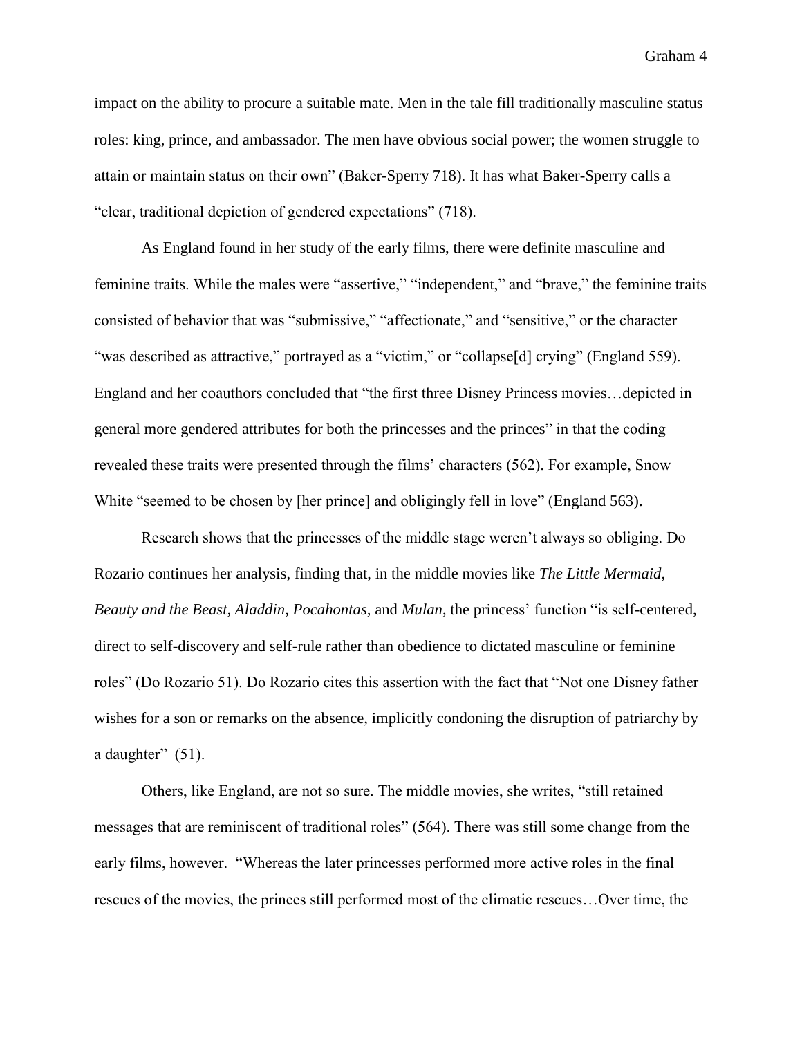impact on the ability to procure a suitable mate. Men in the tale fill traditionally masculine status roles: king, prince, and ambassador. The men have obvious social power; the women struggle to attain or maintain status on their own" (Baker-Sperry 718). It has what Baker-Sperry calls a "clear, traditional depiction of gendered expectations" (718).

As England found in her study of the early films, there were definite masculine and feminine traits. While the males were "assertive," "independent," and "brave," the feminine traits consisted of behavior that was "submissive," "affectionate," and "sensitive," or the character "was described as attractive," portrayed as a "victim," or "collapse[d] crying" (England 559). England and her coauthors concluded that "the first three Disney Princess movies…depicted in general more gendered attributes for both the princesses and the princes" in that the coding revealed these traits were presented through the films' characters (562). For example, Snow White "seemed to be chosen by [her prince] and obligingly fell in love" (England 563).

Research shows that the princesses of the middle stage weren't always so obliging. Do Rozario continues her analysis, finding that, in the middle movies like *The Little Mermaid, Beauty and the Beast, Aladdin, Pocahontas,* and *Mulan*, the princess' function "is self-centered, direct to self-discovery and self-rule rather than obedience to dictated masculine or feminine roles" (Do Rozario 51). Do Rozario cites this assertion with the fact that "Not one Disney father wishes for a son or remarks on the absence, implicitly condoning the disruption of patriarchy by a daughter" (51).

Others, like England, are not so sure. The middle movies, she writes, "still retained messages that are reminiscent of traditional roles" (564). There was still some change from the early films, however. "Whereas the later princesses performed more active roles in the final rescues of the movies, the princes still performed most of the climatic rescues…Over time, the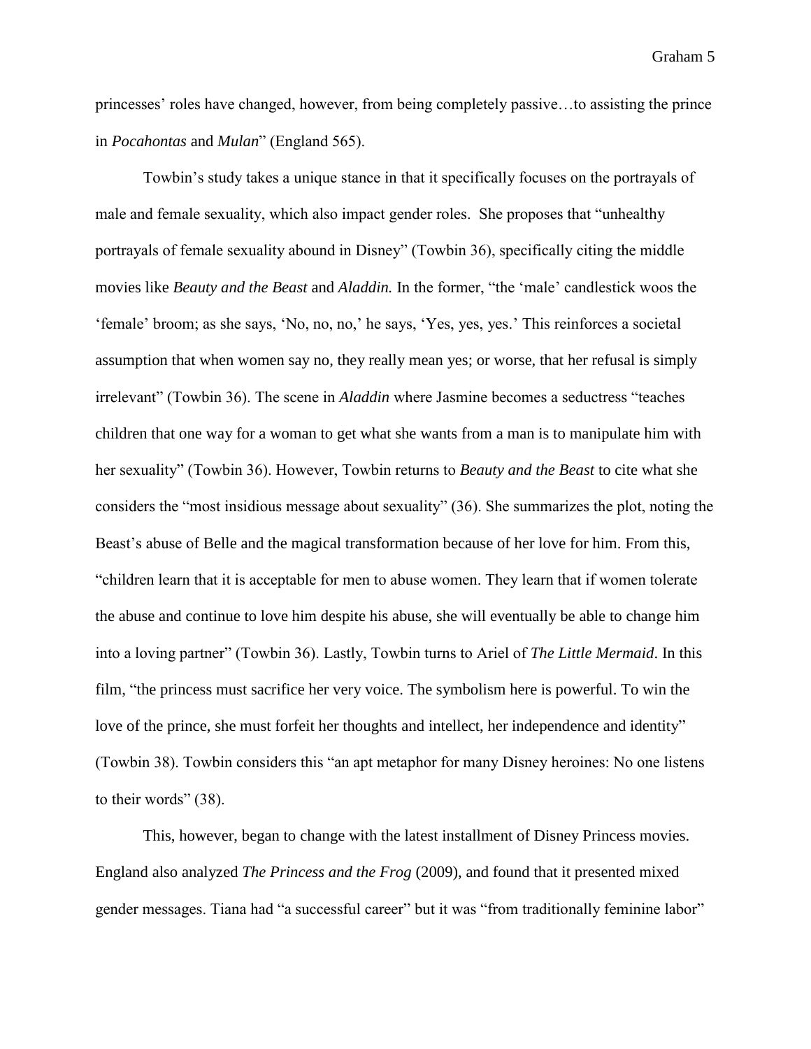princesses' roles have changed, however, from being completely passive…to assisting the prince in *Pocahontas* and *Mulan*" (England 565).

Towbin's study takes a unique stance in that it specifically focuses on the portrayals of male and female sexuality, which also impact gender roles. She proposes that "unhealthy portrayals of female sexuality abound in Disney" (Towbin 36), specifically citing the middle movies like *Beauty and the Beast* and *Aladdin.* In the former, "the 'male' candlestick woos the 'female' broom; as she says, 'No, no, no,' he says, 'Yes, yes, yes.' This reinforces a societal assumption that when women say no, they really mean yes; or worse, that her refusal is simply irrelevant" (Towbin 36). The scene in *Aladdin* where Jasmine becomes a seductress "teaches children that one way for a woman to get what she wants from a man is to manipulate him with her sexuality" (Towbin 36). However, Towbin returns to *Beauty and the Beast* to cite what she considers the "most insidious message about sexuality" (36). She summarizes the plot, noting the Beast's abuse of Belle and the magical transformation because of her love for him. From this, "children learn that it is acceptable for men to abuse women. They learn that if women tolerate the abuse and continue to love him despite his abuse, she will eventually be able to change him into a loving partner" (Towbin 36). Lastly, Towbin turns to Ariel of *The Little Mermaid*. In this film, "the princess must sacrifice her very voice. The symbolism here is powerful. To win the love of the prince, she must forfeit her thoughts and intellect, her independence and identity" (Towbin 38). Towbin considers this "an apt metaphor for many Disney heroines: No one listens to their words" (38).

This, however, began to change with the latest installment of Disney Princess movies. England also analyzed *The Princess and the Frog* (2009), and found that it presented mixed gender messages. Tiana had "a successful career" but it was "from traditionally feminine labor"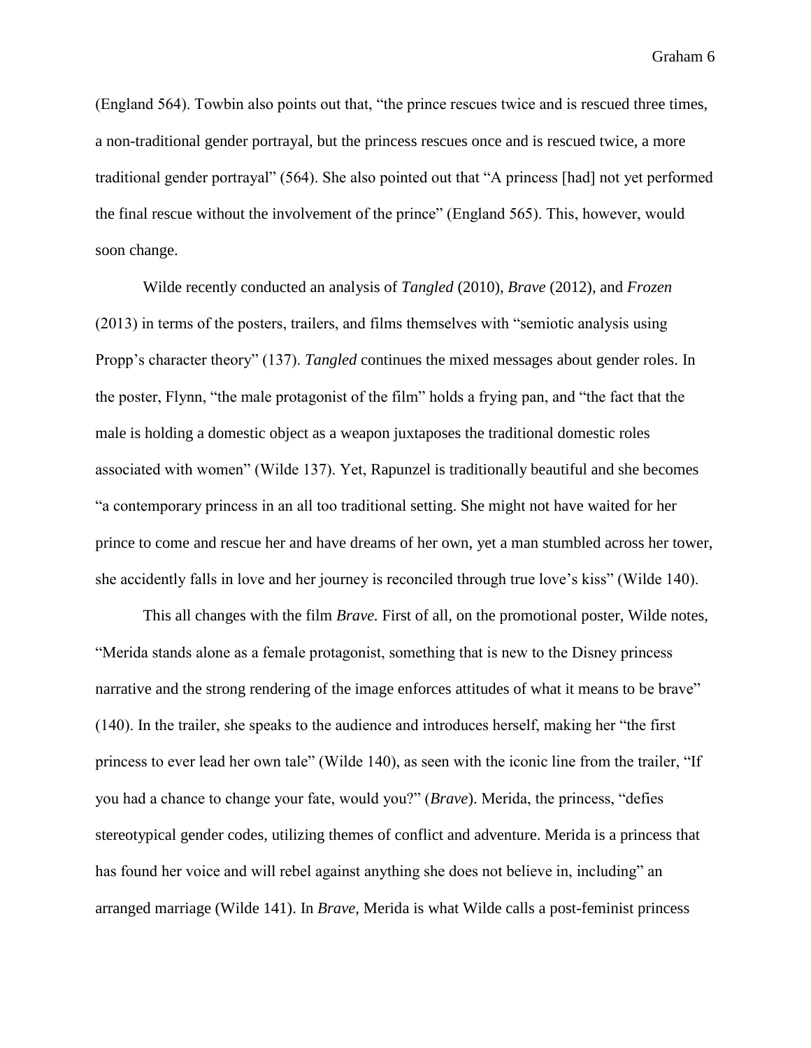(England 564). Towbin also points out that, "the prince rescues twice and is rescued three times, a non-traditional gender portrayal, but the princess rescues once and is rescued twice, a more traditional gender portrayal" (564). She also pointed out that "A princess [had] not yet performed the final rescue without the involvement of the prince" (England 565). This, however, would soon change.

Wilde recently conducted an analysis of *Tangled* (2010), *Brave* (2012), and *Frozen* (2013) in terms of the posters, trailers, and films themselves with "semiotic analysis using Propp's character theory" (137). *Tangled* continues the mixed messages about gender roles. In the poster, Flynn, "the male protagonist of the film" holds a frying pan, and "the fact that the male is holding a domestic object as a weapon juxtaposes the traditional domestic roles associated with women" (Wilde 137). Yet, Rapunzel is traditionally beautiful and she becomes "a contemporary princess in an all too traditional setting. She might not have waited for her prince to come and rescue her and have dreams of her own, yet a man stumbled across her tower, she accidently falls in love and her journey is reconciled through true love's kiss" (Wilde 140).

This all changes with the film *Brave.* First of all, on the promotional poster, Wilde notes, "Merida stands alone as a female protagonist, something that is new to the Disney princess narrative and the strong rendering of the image enforces attitudes of what it means to be brave" (140). In the trailer, she speaks to the audience and introduces herself, making her "the first princess to ever lead her own tale" (Wilde 140), as seen with the iconic line from the trailer, "If you had a chance to change your fate, would you?" (*Brave*). Merida, the princess, "defies stereotypical gender codes, utilizing themes of conflict and adventure. Merida is a princess that has found her voice and will rebel against anything she does not believe in, including" an arranged marriage (Wilde 141). In *Brave,* Merida is what Wilde calls a post-feminist princess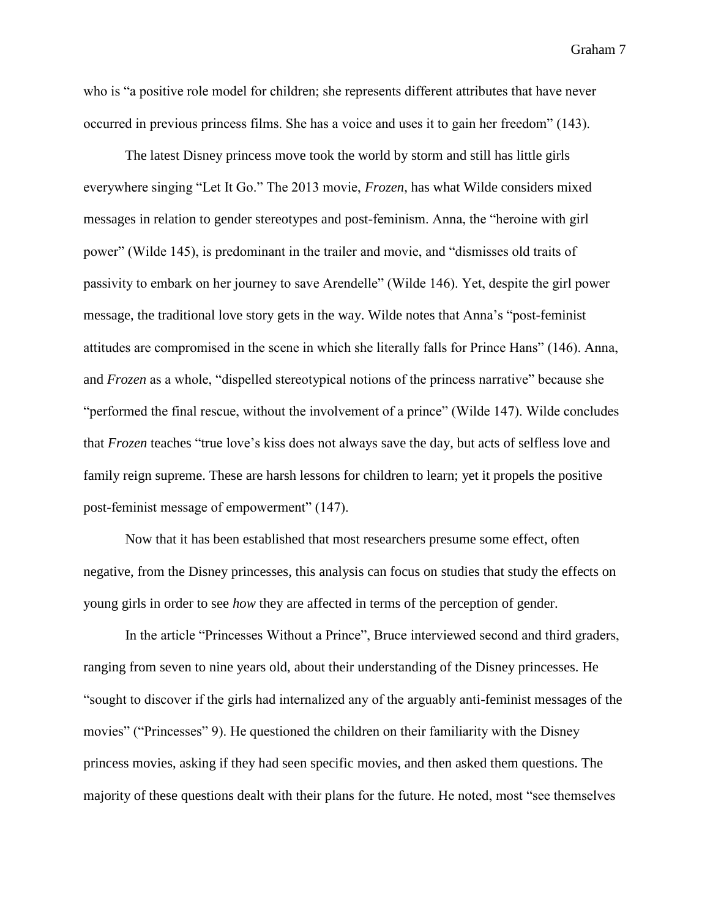who is "a positive role model for children; she represents different attributes that have never occurred in previous princess films. She has a voice and uses it to gain her freedom" (143).

The latest Disney princess move took the world by storm and still has little girls everywhere singing "Let It Go." The 2013 movie, *Frozen*, has what Wilde considers mixed messages in relation to gender stereotypes and post-feminism. Anna, the "heroine with girl power" (Wilde 145), is predominant in the trailer and movie, and "dismisses old traits of passivity to embark on her journey to save Arendelle" (Wilde 146). Yet, despite the girl power message, the traditional love story gets in the way. Wilde notes that Anna's "post-feminist attitudes are compromised in the scene in which she literally falls for Prince Hans" (146). Anna, and *Frozen* as a whole, "dispelled stereotypical notions of the princess narrative" because she "performed the final rescue, without the involvement of a prince" (Wilde 147). Wilde concludes that *Frozen* teaches "true love's kiss does not always save the day, but acts of selfless love and family reign supreme. These are harsh lessons for children to learn; yet it propels the positive post-feminist message of empowerment" (147).

Now that it has been established that most researchers presume some effect, often negative, from the Disney princesses, this analysis can focus on studies that study the effects on young girls in order to see *how* they are affected in terms of the perception of gender.

In the article "Princesses Without a Prince", Bruce interviewed second and third graders, ranging from seven to nine years old, about their understanding of the Disney princesses. He "sought to discover if the girls had internalized any of the arguably anti-feminist messages of the movies" ("Princesses" 9). He questioned the children on their familiarity with the Disney princess movies, asking if they had seen specific movies, and then asked them questions. The majority of these questions dealt with their plans for the future. He noted, most "see themselves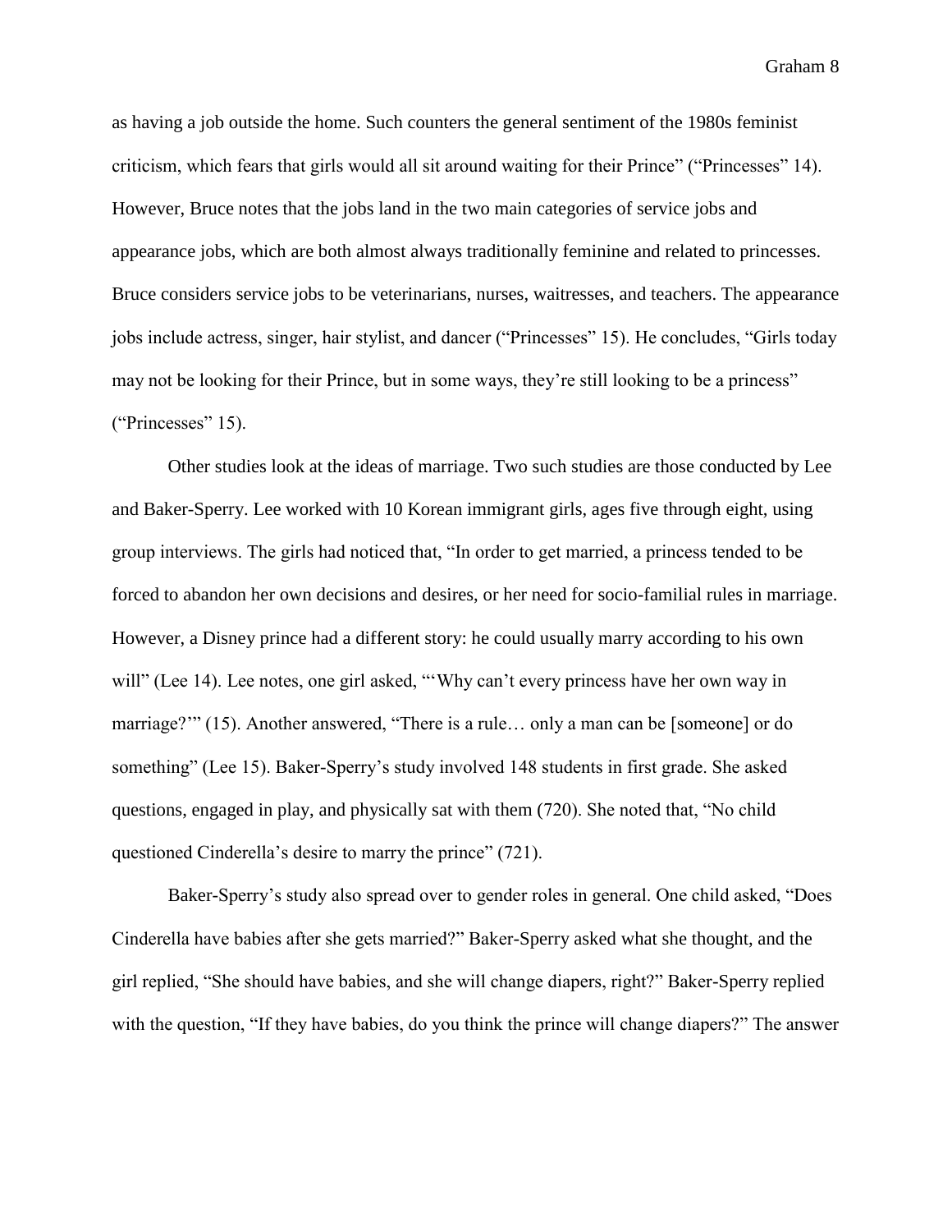as having a job outside the home. Such counters the general sentiment of the 1980s feminist criticism, which fears that girls would all sit around waiting for their Prince" ("Princesses" 14). However, Bruce notes that the jobs land in the two main categories of service jobs and appearance jobs, which are both almost always traditionally feminine and related to princesses. Bruce considers service jobs to be veterinarians, nurses, waitresses, and teachers. The appearance jobs include actress, singer, hair stylist, and dancer ("Princesses" 15). He concludes, "Girls today may not be looking for their Prince, but in some ways, they're still looking to be a princess" ("Princesses" 15).

Other studies look at the ideas of marriage. Two such studies are those conducted by Lee and Baker-Sperry. Lee worked with 10 Korean immigrant girls, ages five through eight, using group interviews. The girls had noticed that, "In order to get married, a princess tended to be forced to abandon her own decisions and desires, or her need for socio-familial rules in marriage. However, a Disney prince had a different story: he could usually marry according to his own will" (Lee 14). Lee notes, one girl asked, "'Why can't every princess have her own way in marriage?'" (15). Another answered, "There is a rule… only a man can be [someone] or do something" (Lee 15). Baker-Sperry's study involved 148 students in first grade. She asked questions, engaged in play, and physically sat with them (720). She noted that, "No child questioned Cinderella's desire to marry the prince" (721).

Baker-Sperry's study also spread over to gender roles in general. One child asked, "Does Cinderella have babies after she gets married?" Baker-Sperry asked what she thought, and the girl replied, "She should have babies, and she will change diapers, right?" Baker-Sperry replied with the question, "If they have babies, do you think the prince will change diapers?" The answer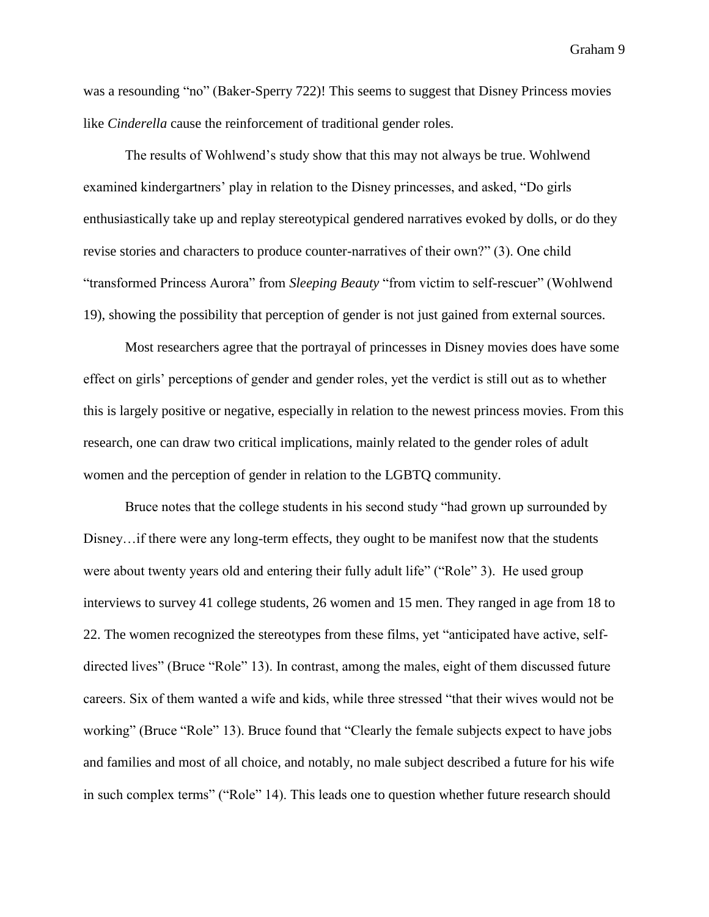was a resounding "no" (Baker-Sperry 722)! This seems to suggest that Disney Princess movies like *Cinderella* cause the reinforcement of traditional gender roles.

The results of Wohlwend's study show that this may not always be true. Wohlwend examined kindergartners' play in relation to the Disney princesses, and asked, "Do girls enthusiastically take up and replay stereotypical gendered narratives evoked by dolls, or do they revise stories and characters to produce counter-narratives of their own?" (3). One child "transformed Princess Aurora" from *Sleeping Beauty* "from victim to self-rescuer" (Wohlwend 19), showing the possibility that perception of gender is not just gained from external sources.

Most researchers agree that the portrayal of princesses in Disney movies does have some effect on girls' perceptions of gender and gender roles, yet the verdict is still out as to whether this is largely positive or negative, especially in relation to the newest princess movies. From this research, one can draw two critical implications, mainly related to the gender roles of adult women and the perception of gender in relation to the LGBTQ community.

Bruce notes that the college students in his second study "had grown up surrounded by Disney…if there were any long-term effects, they ought to be manifest now that the students were about twenty years old and entering their fully adult life" ("Role" 3). He used group interviews to survey 41 college students, 26 women and 15 men. They ranged in age from 18 to 22. The women recognized the stereotypes from these films, yet "anticipated have active, self-directed lives" (Bruce "Role" 13). In contrast, among the males, eight of them discussed future careers. Six of them wanted a wife and kids, while three stressed "that their wives would not be working" (Bruce "Role" 13). Bruce found that "Clearly the female subjects expect to have jobs and families and most of all choice, and notably, no male subject described a future for his wife in such complex terms" ("Role" 14). This leads one to question whether future research should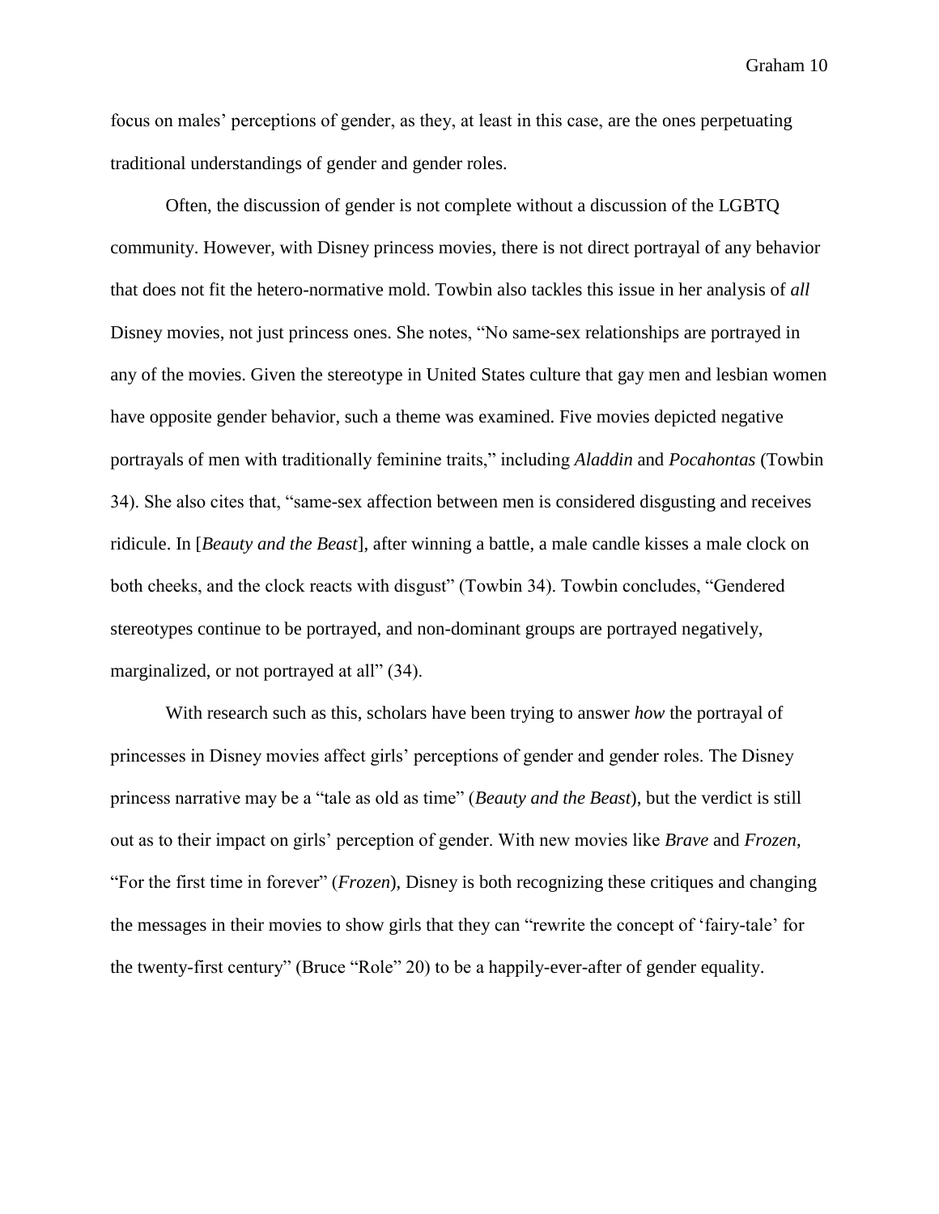focus on males' perceptions of gender, as they, at least in this case, are the ones perpetuating traditional understandings of gender and gender roles.

Often, the discussion of gender is not complete without a discussion of the LGBTQ community. However, with Disney princess movies, there is not direct portrayal of any behavior that does not fit the hetero-normative mold. Towbin also tackles this issue in her analysis of *all* Disney movies, not just princess ones. She notes, "No same-sex relationships are portrayed in any of the movies. Given the stereotype in United States culture that gay men and lesbian women have opposite gender behavior, such a theme was examined. Five movies depicted negative portrayals of men with traditionally feminine traits," including *Aladdin* and *Pocahontas* (Towbin 34). She also cites that, "same-sex affection between men is considered disgusting and receives ridicule. In [*Beauty and the Beast*], after winning a battle, a male candle kisses a male clock on both cheeks, and the clock reacts with disgust" (Towbin 34). Towbin concludes, "Gendered stereotypes continue to be portrayed, and non-dominant groups are portrayed negatively, marginalized, or not portrayed at all" (34).

With research such as this, scholars have been trying to answer *how* the portrayal of princesses in Disney movies affect girls' perceptions of gender and gender roles. The Disney princess narrative may be a "tale as old as time" (*Beauty and the Beast*), but the verdict is still out as to their impact on girls' perception of gender. With new movies like *Brave* and *Frozen*, "For the first time in forever" (*Frozen*), Disney is both recognizing these critiques and changing the messages in their movies to show girls that they can "rewrite the concept of 'fairy-tale' for the twenty-first century" (Bruce "Role" 20) to be a happily-ever-after of gender equality.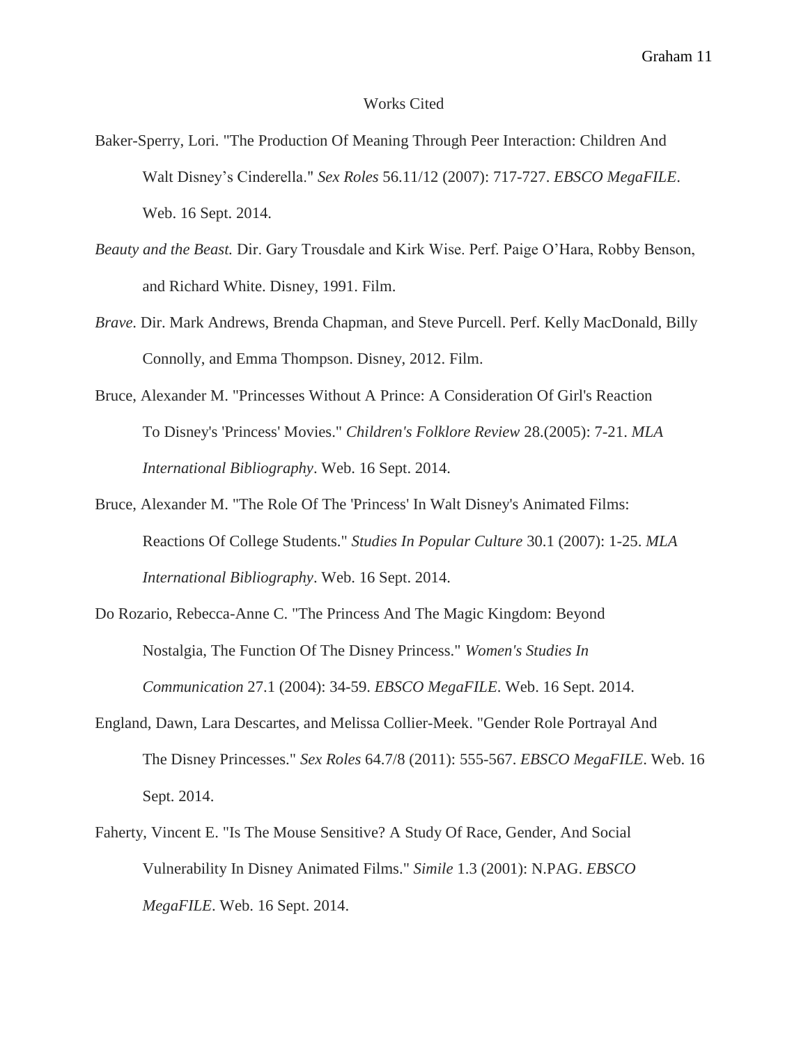# Works Cited

Baker-Sperry, Lori. "The Production Of Meaning Through Peer Interaction: Children And Walt Disney's Cinderella." *Sex Roles* 56.11/12 (2007): 717-727. *EBSCO MegaFILE*. Web. 16 Sept. 2014.

*Beauty and the Beast.* Dir. Gary Trousdale and Kirk Wise. Perf. Paige O'Hara, Robby Benson, and Richard White. Disney, 1991. Film.

*Brave*. Dir. Mark Andrews, Brenda Chapman, and Steve Purcell. Perf. Kelly MacDonald, Billy Connolly, and Emma Thompson. Disney, 2012. Film.

Bruce, Alexander M. "Princesses Without A Prince: A Consideration Of Girl's Reaction To Disney's 'Princess' Movies." *Children's Folklore Review* 28.(2005): 7-21. *MLA International Bibliography*. Web. 16 Sept. 2014.

Bruce, Alexander M. "The Role Of The 'Princess' In Walt Disney's Animated Films: Reactions Of College Students." *Studies In Popular Culture* 30.1 (2007): 1-25. *MLA International Bibliography*. Web. 16 Sept. 2014.

Do Rozario, Rebecca-Anne C. "The Princess And The Magic Kingdom: Beyond Nostalgia, The Function Of The Disney Princess." *Women's Studies In Communication* 27.1 (2004): 34-59. *EBSCO MegaFILE*. Web. 16 Sept. 2014.

England, Dawn, Lara Descartes, and Melissa Collier-Meek. "Gender Role Portrayal And The Disney Princesses." *Sex Roles* 64.7/8 (2011): 555-567. *EBSCO MegaFILE*. Web. 16 Sept. 2014.

Faherty, Vincent E. "Is The Mouse Sensitive? A Study Of Race, Gender, And Social Vulnerability In Disney Animated Films." *Simile* 1.3 (2001): N.PAG. *EBSCO MegaFILE*. Web. 16 Sept. 2014.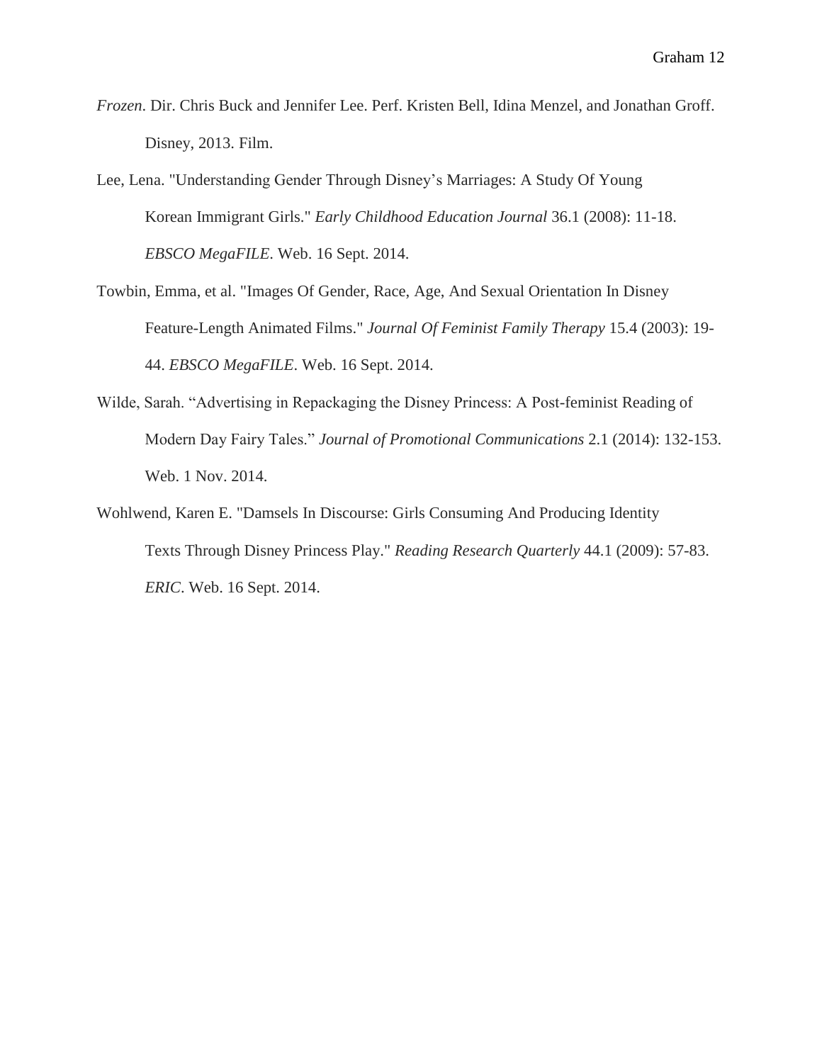*Frozen*. Dir. Chris Buck and Jennifer Lee. Perf. Kristen Bell, Idina Menzel, and Jonathan Groff. Disney, 2013. Film.

Lee, Lena. "Understanding Gender Through Disney's Marriages: A Study Of Young Korean Immigrant Girls." *Early Childhood Education Journal* 36.1 (2008): 11-18. *EBSCO MegaFILE*. Web. 16 Sept. 2014.

Towbin, Emma, et al. "Images Of Gender, Race, Age, And Sexual Orientation In Disney Feature-Length Animated Films." *Journal Of Feminist Family Therapy* 15.4 (2003): 19-44. *EBSCO MegaFILE*. Web. 16 Sept. 2014.

Wilde, Sarah. "Advertising in Repackaging the Disney Princess: A Post-feminist Reading of Modern Day Fairy Tales." *Journal of Promotional Communications* 2.1 (2014): 132-153. Web. 1 Nov. 2014.

Wohlwend, Karen E. "Damsels In Discourse: Girls Consuming And Producing Identity Texts Through Disney Princess Play." *Reading Research Quarterly* 44.1 (2009): 57-83. *ERIC*. Web. 16 Sept. 2014.